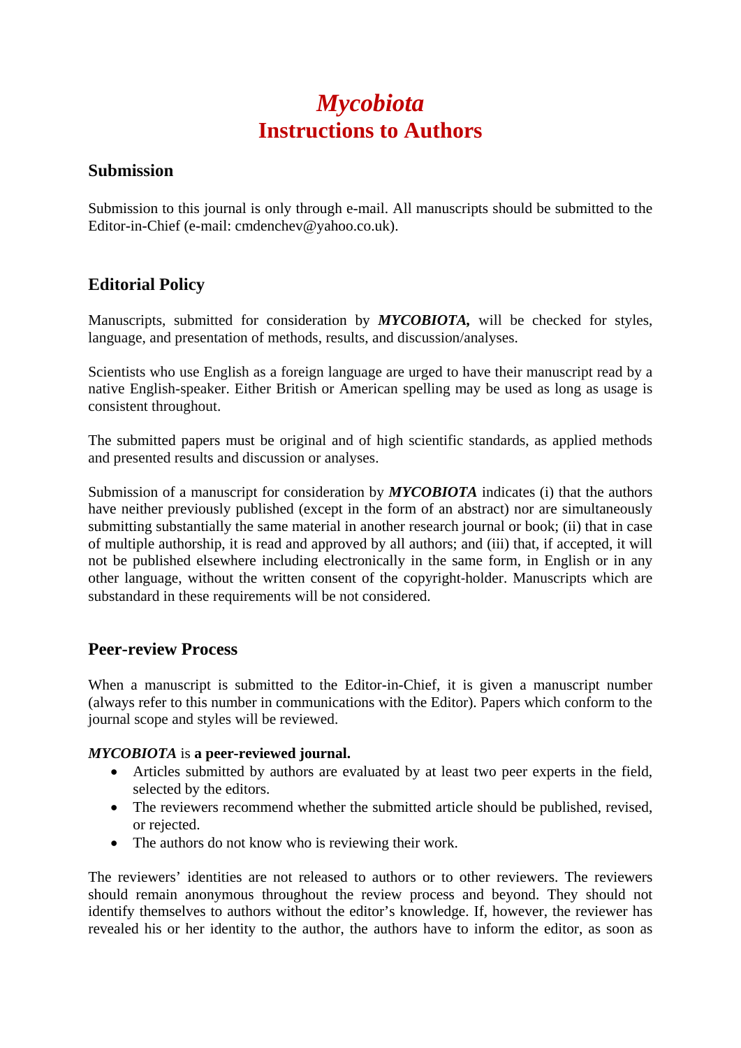# *Mycobiota*
# Instructions to Authors

## Submission

Submission to this journal is only through e-mail. All manuscripts should be submitted to the Editor-in-Chief (e-mail: cmdenchev@yahoo.co.uk).

## Editorial Policy

Manuscripts, submitted for consideration by ***MYCOBIOTA*,** will be checked for styles, language, and presentation of methods, results, and discussion/analyses.

Scientists who use English as a foreign language are urged to have their manuscript read by a native English-speaker. Either British or American spelling may be used as long as usage is consistent throughout.

The submitted papers must be original and of high scientific standards, as applied methods and presented results and discussion or analyses.

Submission of a manuscript for consideration by ***MYCOBIOTA*** indicates (i) that the authors have neither previously published (except in the form of an abstract) nor are simultaneously submitting substantially the same material in another research journal or book; (ii) that in case of multiple authorship, it is read and approved by all authors; and (iii) that, if accepted, it will not be published elsewhere including electronically in the same form, in English or in any other language, without the written consent of the copyright-holder. Manuscripts which are substandard in these requirements will be not considered.

## Peer-review Process

When a manuscript is submitted to the Editor-in-Chief, it is given a manuscript number (always refer to this number in communications with the Editor). Papers which conform to the journal scope and styles will be reviewed.

***MYCOBIOTA*** is **a peer-reviewed journal.**

- Articles submitted by authors are evaluated by at least two peer experts in the field, selected by the editors.
- The reviewers recommend whether the submitted article should be published, revised, or rejected.
- The authors do not know who is reviewing their work.

The reviewers' identities are not released to authors or to other reviewers. The reviewers should remain anonymous throughout the review process and beyond. They should not identify themselves to authors without the editor's knowledge. If, however, the reviewer has revealed his or her identity to the author, the authors have to inform the editor, as soon as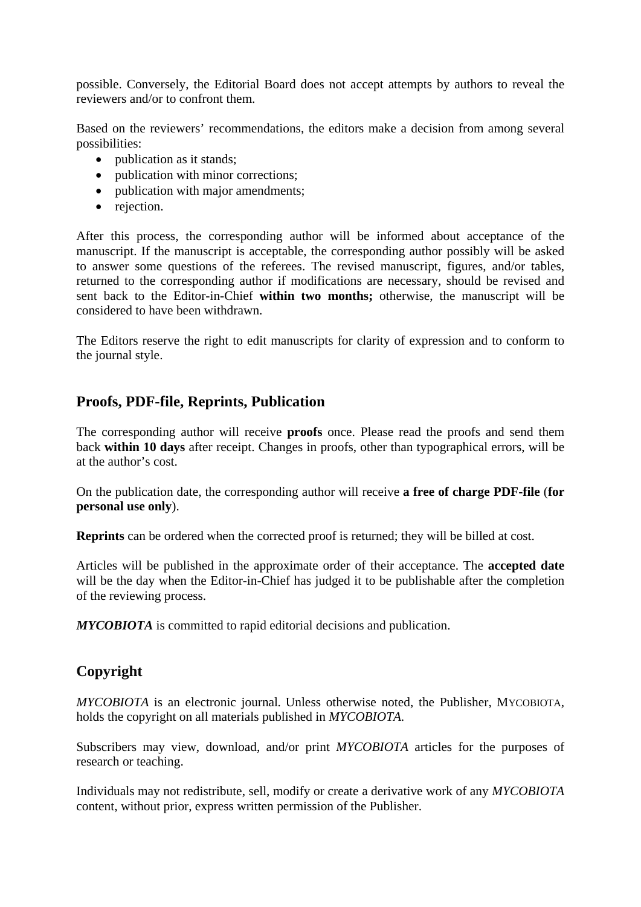possible. Conversely, the Editorial Board does not accept attempts by authors to reveal the reviewers and/or to confront them.

Based on the reviewers' recommendations, the editors make a decision from among several possibilities:

- publication as it stands;
- publication with minor corrections;
- publication with major amendments;
- rejection.

After this process, the corresponding author will be informed about acceptance of the manuscript. If the manuscript is acceptable, the corresponding author possibly will be asked to answer some questions of the referees. The revised manuscript, figures, and/or tables, returned to the corresponding author if modifications are necessary, should be revised and sent back to the Editor-in-Chief **within two months;** otherwise, the manuscript will be considered to have been withdrawn.

The Editors reserve the right to edit manuscripts for clarity of expression and to conform to the journal style.

## Proofs, PDF-file, Reprints, Publication

The corresponding author will receive **proofs** once. Please read the proofs and send them back **within 10 days** after receipt. Changes in proofs, other than typographical errors, will be at the author's cost.

On the publication date, the corresponding author will receive **a free of charge PDF-file** (**for personal use only**).

**Reprints** can be ordered when the corrected proof is returned; they will be billed at cost.

Articles will be published in the approximate order of their acceptance. The **accepted date** will be the day when the Editor-in-Chief has judged it to be publishable after the completion of the reviewing process.

***MYCOBIOTA*** is committed to rapid editorial decisions and publication.

## Copyright

*MYCOBIOTA* is an electronic journal. Unless otherwise noted, the Publisher, MYCOBIOTA, holds the copyright on all materials published in *MYCOBIOTA*.

Subscribers may view, download, and/or print *MYCOBIOTA* articles for the purposes of research or teaching.

Individuals may not redistribute, sell, modify or create a derivative work of any *MYCOBIOTA* content, without prior, express written permission of the Publisher.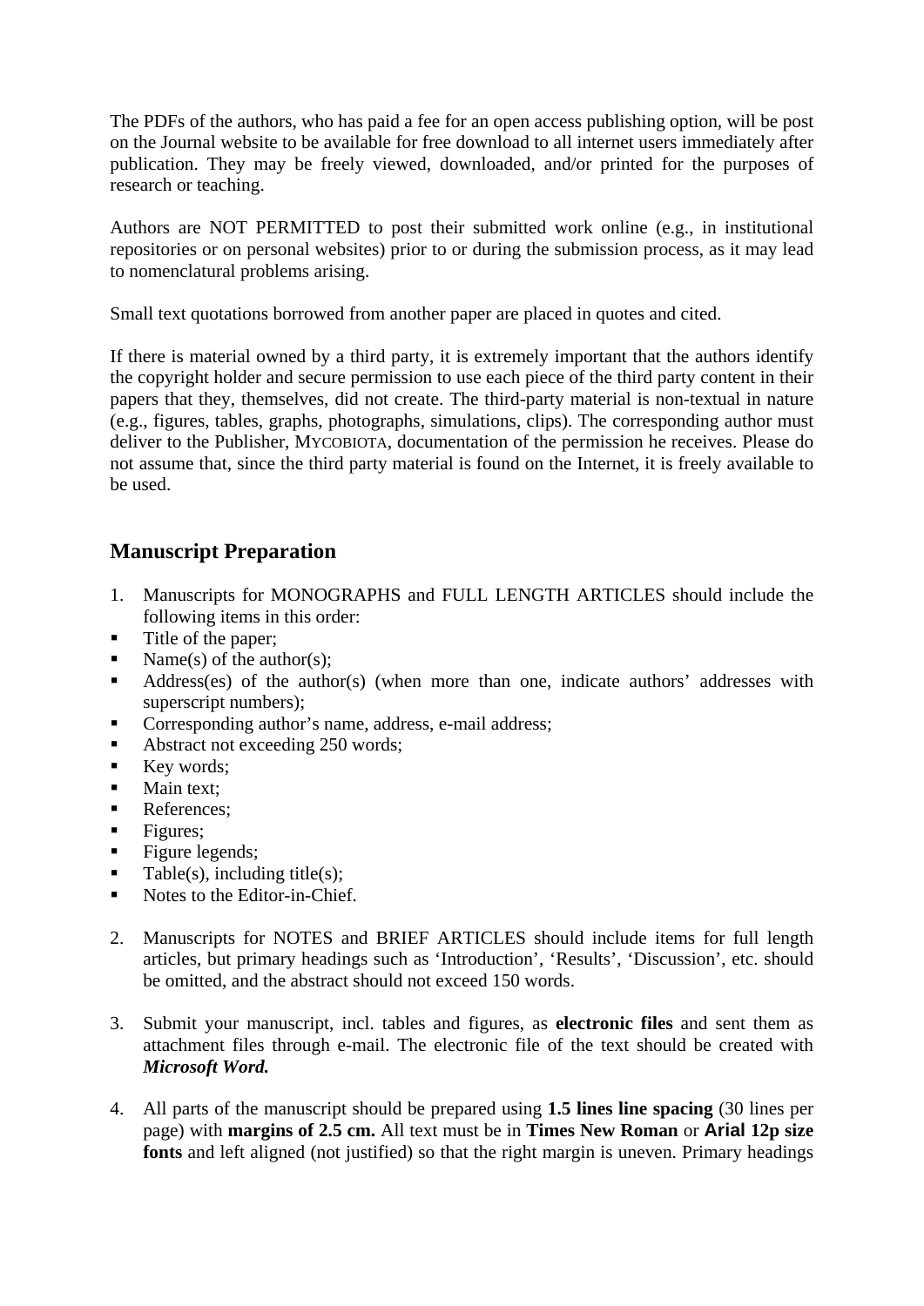The PDFs of the authors, who has paid a fee for an open access publishing option, will be post on the Journal website to be available for free download to all internet users immediately after publication. They may be freely viewed, downloaded, and/or printed for the purposes of research or teaching.

Authors are NOT PERMITTED to post their submitted work online (e.g., in institutional repositories or on personal websites) prior to or during the submission process, as it may lead to nomenclatural problems arising.

Small text quotations borrowed from another paper are placed in quotes and cited.

If there is material owned by a third party, it is extremely important that the authors identify the copyright holder and secure permission to use each piece of the third party content in their papers that they, themselves, did not create. The third-party material is non-textual in nature (e.g., figures, tables, graphs, photographs, simulations, clips). The corresponding author must deliver to the Publisher, MYCOBIOTA, documentation of the permission he receives. Please do not assume that, since the third party material is found on the Internet, it is freely available to be used.

## Manuscript Preparation

1. Manuscripts for MONOGRAPHS and FULL LENGTH ARTICLES should include the following items in this order:
   - Title of the paper;
   - Name(s) of the author(s);
   - Address(es) of the author(s) (when more than one, indicate authors' addresses with superscript numbers);
   - Corresponding author's name, address, e-mail address;
   - Abstract not exceeding 250 words;
   - Key words;
   - Main text;
   - References;
   - Figures;
   - Figure legends;
   - Table(s), including title(s);
   - Notes to the Editor-in-Chief.

2. Manuscripts for NOTES and BRIEF ARTICLES should include items for full length articles, but primary headings such as 'Introduction', 'Results', 'Discussion', etc. should be omitted, and the abstract should not exceed 150 words.

3. Submit your manuscript, incl. tables and figures, as **electronic files** and sent them as attachment files through e-mail. The electronic file of the text should be created with ***Microsoft Word.***

4. All parts of the manuscript should be prepared using **1.5 lines line spacing** (30 lines per page) with **margins of 2.5 cm.** All text must be in **Times New Roman** or **Arial 12p size fonts** and left aligned (not justified) so that the right margin is uneven. Primary headings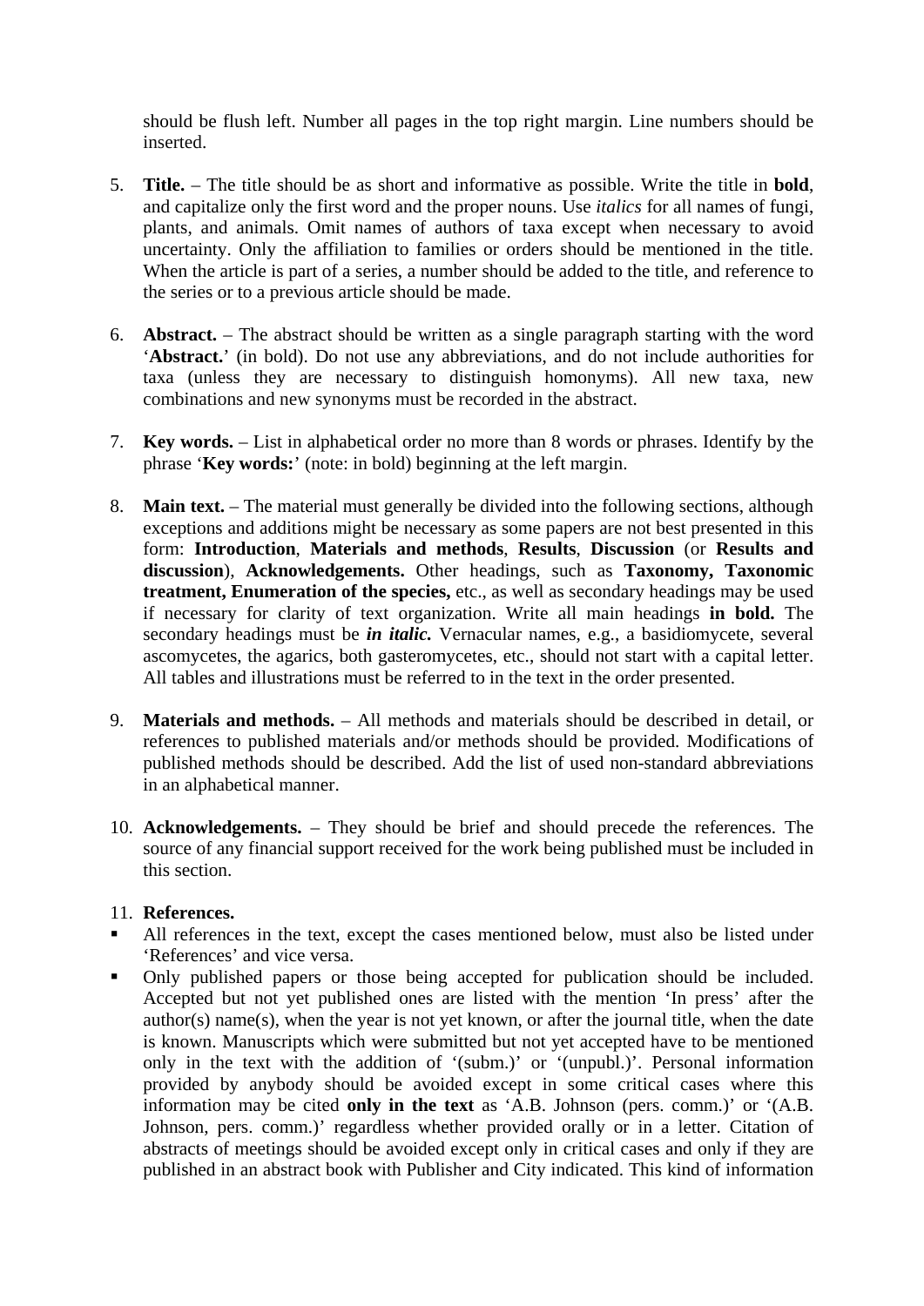should be flush left. Number all pages in the top right margin. Line numbers should be inserted.

5. **Title.** – The title should be as short and informative as possible. Write the title in **bold**, and capitalize only the first word and the proper nouns. Use *italics* for all names of fungi, plants, and animals. Omit names of authors of taxa except when necessary to avoid uncertainty. Only the affiliation to families or orders should be mentioned in the title. When the article is part of a series, a number should be added to the title, and reference to the series or to a previous article should be made.

6. **Abstract.** – The abstract should be written as a single paragraph starting with the word '**Abstract.**' (in bold). Do not use any abbreviations, and do not include authorities for taxa (unless they are necessary to distinguish homonyms). All new taxa, new combinations and new synonyms must be recorded in the abstract.

7. **Key words.** – List in alphabetical order no more than 8 words or phrases. Identify by the phrase '**Key words:**' (note: in bold) beginning at the left margin.

8. **Main text.** – The material must generally be divided into the following sections, although exceptions and additions might be necessary as some papers are not best presented in this form: **Introduction**, **Materials and methods**, **Results**, **Discussion** (or **Results and discussion**), **Acknowledgements.** Other headings, such as **Taxonomy, Taxonomic treatment, Enumeration of the species,** etc., as well as secondary headings may be used if necessary for clarity of text organization. Write all main headings **in bold.** The secondary headings must be ***in italic.*** Vernacular names, e.g., a basidiomycete, several ascomycetes, the agarics, both gasteromycetes, etc., should not start with a capital letter. All tables and illustrations must be referred to in the text in the order presented.

9. **Materials and methods.** – All methods and materials should be described in detail, or references to published materials and/or methods should be provided. Modifications of published methods should be described. Add the list of used non-standard abbreviations in an alphabetical manner.

10. **Acknowledgements.** – They should be brief and should precede the references. The source of any financial support received for the work being published must be included in this section.

11. **References.**

- All references in the text, except the cases mentioned below, must also be listed under 'References' and vice versa.
- Only published papers or those being accepted for publication should be included. Accepted but not yet published ones are listed with the mention 'In press' after the author(s) name(s), when the year is not yet known, or after the journal title, when the date is known. Manuscripts which were submitted but not yet accepted have to be mentioned only in the text with the addition of '(subm.)' or '(unpubl.)'. Personal information provided by anybody should be avoided except in some critical cases where this information may be cited **only in the text** as 'A.B. Johnson (pers. comm.)' or '(A.B. Johnson, pers. comm.)' regardless whether provided orally or in a letter. Citation of abstracts of meetings should be avoided except only in critical cases and only if they are published in an abstract book with Publisher and City indicated. This kind of information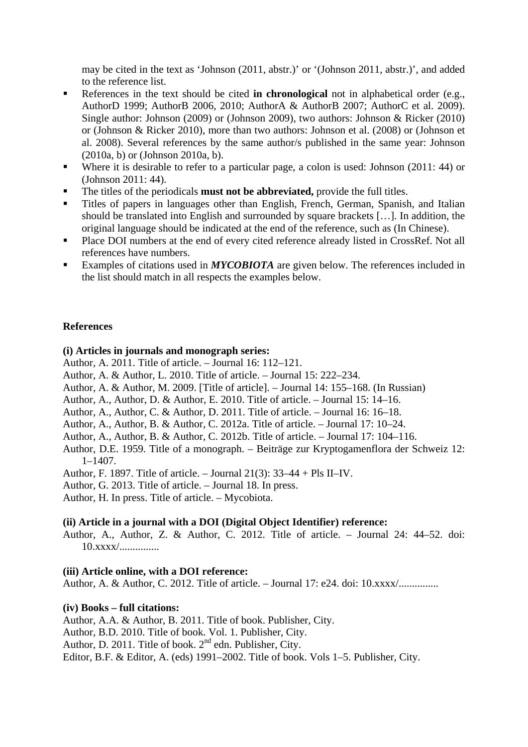may be cited in the text as ‘Johnson (2011, abstr.)’ or ‘(Johnson 2011, abstr.)’, and added to the reference list.

- References in the text should be cited **in chronological** not in alphabetical order (e.g., AuthorD 1999; AuthorB 2006, 2010; AuthorA & AuthorB 2007; AuthorC et al. 2009). Single author: Johnson (2009) or (Johnson 2009), two authors: Johnson & Ricker (2010) or (Johnson & Ricker 2010), more than two authors: Johnson et al. (2008) or (Johnson et al. 2008). Several references by the same author/s published in the same year: Johnson (2010a, b) or (Johnson 2010a, b).
- Where it is desirable to refer to a particular page, a colon is used: Johnson (2011: 44) or (Johnson 2011: 44).
- The titles of the periodicals **must not be abbreviated,** provide the full titles.
- Titles of papers in languages other than English, French, German, Spanish, and Italian should be translated into English and surrounded by square brackets […]. In addition, the original language should be indicated at the end of the reference, such as (In Chinese).
- Place DOI numbers at the end of every cited reference already listed in CrossRef. Not all references have numbers.
- Examples of citations used in ***MYCOBIOTA*** are given below. The references included in the list should match in all respects the examples below.

**References**

**(i) Articles in journals and monograph series:**

Author, A. 2011. Title of article. – Journal 16: 112–121.

Author, A. & Author, L. 2010. Title of article. – Journal 15: 222–234.

Author, A. & Author, M. 2009. [Title of article]. – Journal 14: 155–168. (In Russian)

Author, A., Author, D. & Author, E. 2010. Title of article. – Journal 15: 14–16.

Author, A., Author, C. & Author, D. 2011. Title of article. – Journal 16: 16–18.

Author, A., Author, B. & Author, C. 2012a. Title of article. – Journal 17: 10–24.

Author, A., Author, B. & Author, C. 2012b. Title of article. – Journal 17: 104–116.

Author, D.E. 1959. Title of a monograph. – Beiträge zur Kryptogamenflora der Schweiz 12: 1–1407.

Author, F. 1897. Title of article. – Journal 21(3): 33–44 + Pls II–IV.

Author, G. 2013. Title of article. – Journal 18. In press.

Author, H. In press. Title of article. – Mycobiota.

**(ii) Article in a journal with a DOI (Digital Object Identifier) reference:**

Author, A., Author, Z. & Author, C. 2012. Title of article. – Journal 24: 44–52. doi: 10.xxxx/...............

**(iii) Article online, with a DOI reference:**

Author, A. & Author, C. 2012. Title of article. – Journal 17: e24. doi: 10.xxxx/...............

**(iv) Books – full citations:**

Author, A.A. & Author, B. 2011. Title of book. Publisher, City.

Author, B.D. 2010. Title of book. Vol. 1. Publisher, City.

Author, D. 2011. Title of book. 2nd edn. Publisher, City.

Editor, B.F. & Editor, A. (eds) 1991–2002. Title of book. Vols 1–5. Publisher, City.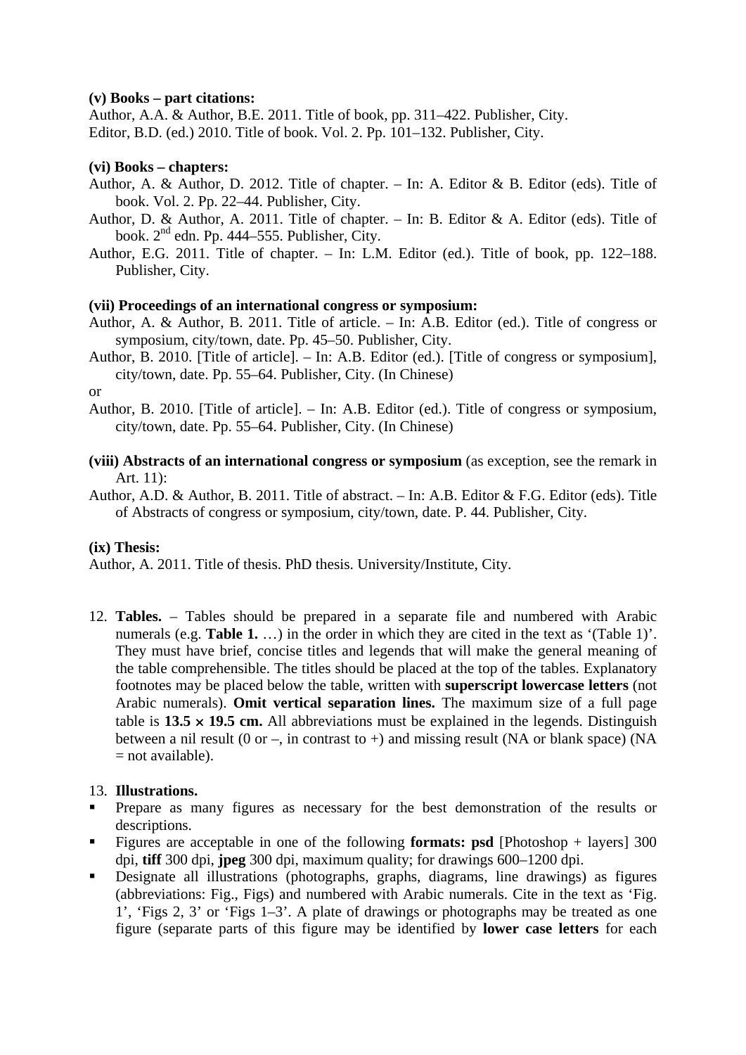**(v) Books – part citations:**

Author, A.A. & Author, B.E. 2011. Title of book, pp. 311–422. Publisher, City.

Editor, B.D. (ed.) 2010. Title of book. Vol. 2. Pp. 101–132. Publisher, City.

**(vi) Books – chapters:**

Author, A. & Author, D. 2012. Title of chapter. – In: A. Editor & B. Editor (eds). Title of book. Vol. 2. Pp. 22–44. Publisher, City.

Author, D. & Author, A. 2011. Title of chapter. – In: B. Editor & A. Editor (eds). Title of book. 2nd edn. Pp. 444–555. Publisher, City.

Author, E.G. 2011. Title of chapter. – In: L.M. Editor (ed.). Title of book, pp. 122–188. Publisher, City.

**(vii) Proceedings of an international congress or symposium:**

Author, A. & Author, B. 2011. Title of article. – In: A.B. Editor (ed.). Title of congress or symposium, city/town, date. Pp. 45–50. Publisher, City.

Author, B. 2010. [Title of article]. – In: A.B. Editor (ed.). [Title of congress or symposium], city/town, date. Pp. 55–64. Publisher, City. (In Chinese)

or

Author, B. 2010. [Title of article]. – In: A.B. Editor (ed.). Title of congress or symposium, city/town, date. Pp. 55–64. Publisher, City. (In Chinese)

**(viii) Abstracts of an international congress or symposium** (as exception, see the remark in Art. 11):

Author, A.D. & Author, B. 2011. Title of abstract. – In: A.B. Editor & F.G. Editor (eds). Title of Abstracts of congress or symposium, city/town, date. P. 44. Publisher, City.

**(ix) Thesis:**

Author, A. 2011. Title of thesis. PhD thesis. University/Institute, City.

12. **Tables.** – Tables should be prepared in a separate file and numbered with Arabic numerals (e.g. **Table 1.** …) in the order in which they are cited in the text as '(Table 1)'. They must have brief, concise titles and legends that will make the general meaning of the table comprehensible. The titles should be placed at the top of the tables. Explanatory footnotes may be placed below the table, written with **superscript lowercase letters** (not Arabic numerals). **Omit vertical separation lines.** The maximum size of a full page table is **13.5 × 19.5 cm.** All abbreviations must be explained in the legends. Distinguish between a nil result (0 or –, in contrast to +) and missing result (NA or blank space) (NA = not available).

13. **Illustrations.**

- Prepare as many figures as necessary for the best demonstration of the results or descriptions.
- Figures are acceptable in one of the following **formats: psd** [Photoshop + layers] 300 dpi, **tiff** 300 dpi, **jpeg** 300 dpi, maximum quality; for drawings 600–1200 dpi.
- Designate all illustrations (photographs, graphs, diagrams, line drawings) as figures (abbreviations: Fig., Figs) and numbered with Arabic numerals. Cite in the text as 'Fig. 1', 'Figs 2, 3' or 'Figs 1–3'. A plate of drawings or photographs may be treated as one figure (separate parts of this figure may be identified by **lower case letters** for each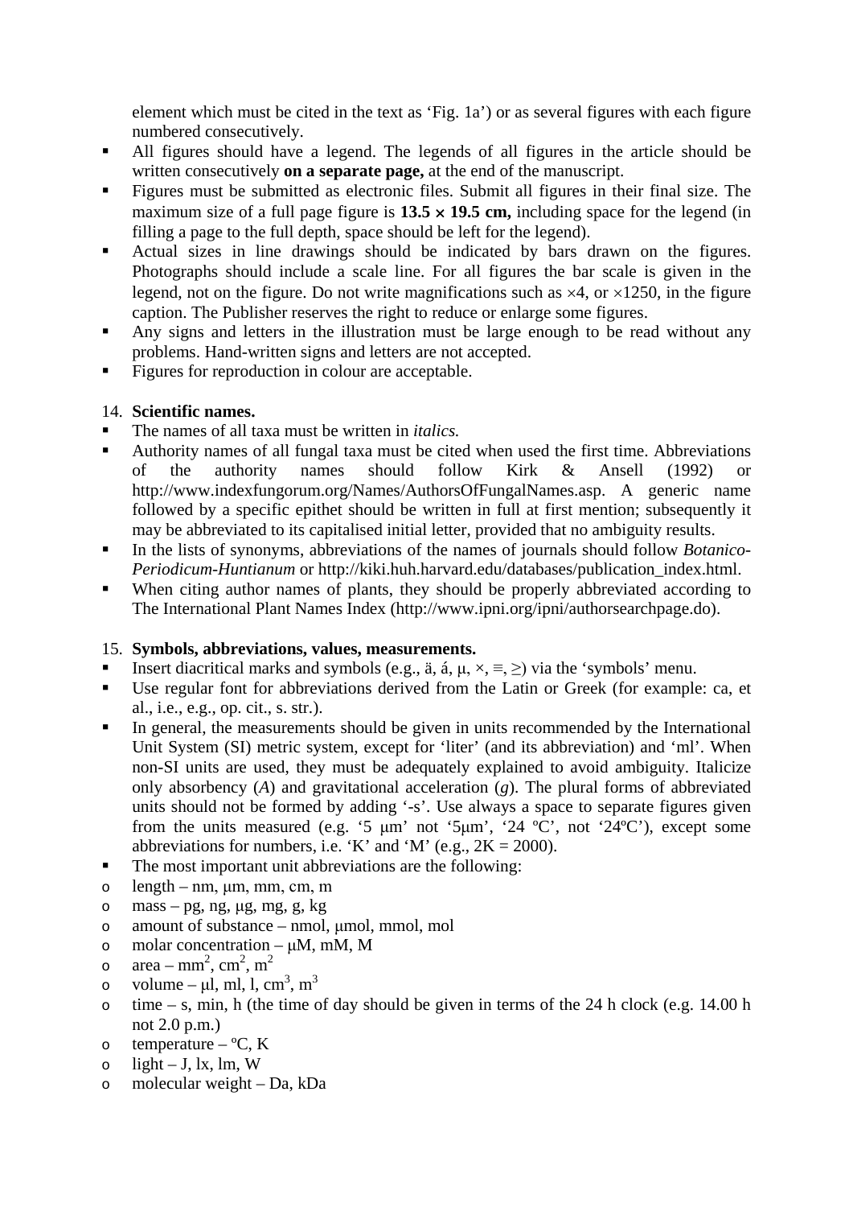element which must be cited in the text as 'Fig. 1a') or as several figures with each figure numbered consecutively.

- All figures should have a legend. The legends of all figures in the article should be written consecutively **on a separate page,** at the end of the manuscript.
- Figures must be submitted as electronic files. Submit all figures in their final size. The maximum size of a full page figure is **13.5 × 19.5 cm,** including space for the legend (in filling a page to the full depth, space should be left for the legend).
- Actual sizes in line drawings should be indicated by bars drawn on the figures. Photographs should include a scale line. For all figures the bar scale is given in the legend, not on the figure. Do not write magnifications such as ×4, or ×1250, in the figure caption. The Publisher reserves the right to reduce or enlarge some figures.
- Any signs and letters in the illustration must be large enough to be read without any problems. Hand-written signs and letters are not accepted.
- Figures for reproduction in colour are acceptable.

14. **Scientific names.**

- The names of all taxa must be written in *italics.*
- Authority names of all fungal taxa must be cited when used the first time. Abbreviations of the authority names should follow Kirk & Ansell (1992) or http://www.indexfungorum.org/Names/AuthorsOfFungalNames.asp. A generic name followed by a specific epithet should be written in full at first mention; subsequently it may be abbreviated to its capitalised initial letter, provided that no ambiguity results.
- In the lists of synonyms, abbreviations of the names of journals should follow *Botanico-Periodicum-Huntianum* or http://kiki.huh.harvard.edu/databases/publication_index.html.
- When citing author names of plants, they should be properly abbreviated according to The International Plant Names Index (http://www.ipni.org/ipni/authorsearchpage.do).

15. **Symbols, abbreviations, values, measurements.**

- Insert diacritical marks and symbols (e.g., ä, á, μ, ×, ≡, ≥) via the 'symbols' menu.
- Use regular font for abbreviations derived from the Latin or Greek (for example: ca, et al., i.e., e.g., op. cit., s. str.).
- In general, the measurements should be given in units recommended by the International Unit System (SI) metric system, except for 'liter' (and its abbreviation) and 'ml'. When non-SI units are used, they must be adequately explained to avoid ambiguity. Italicize only absorbency (*A*) and gravitational acceleration (*g*). The plural forms of abbreviated units should not be formed by adding '-s'. Use always a space to separate figures given from the units measured (e.g. '5 μm' not '5μm', '24 ºC', not '24ºC'), except some abbreviations for numbers, i.e. 'K' and 'M' (e.g., 2K = 2000).
- The most important unit abbreviations are the following:
  - length – nm, μm, mm, cm, m
  - mass – pg, ng, μg, mg, g, kg
  - amount of substance – nmol, μmol, mmol, mol
  - molar concentration – μM, mM, M
  - area – $mm^2$, $cm^2$, $m^2$
  - volume – μl, ml, l, $cm^3$, $m^3$
  - time – s, min, h (the time of day should be given in terms of the 24 h clock (e.g. 14.00 h not 2.0 p.m.)
  - temperature – ºC, K
  - light – J, lx, lm, W
  - molecular weight – Da, kDa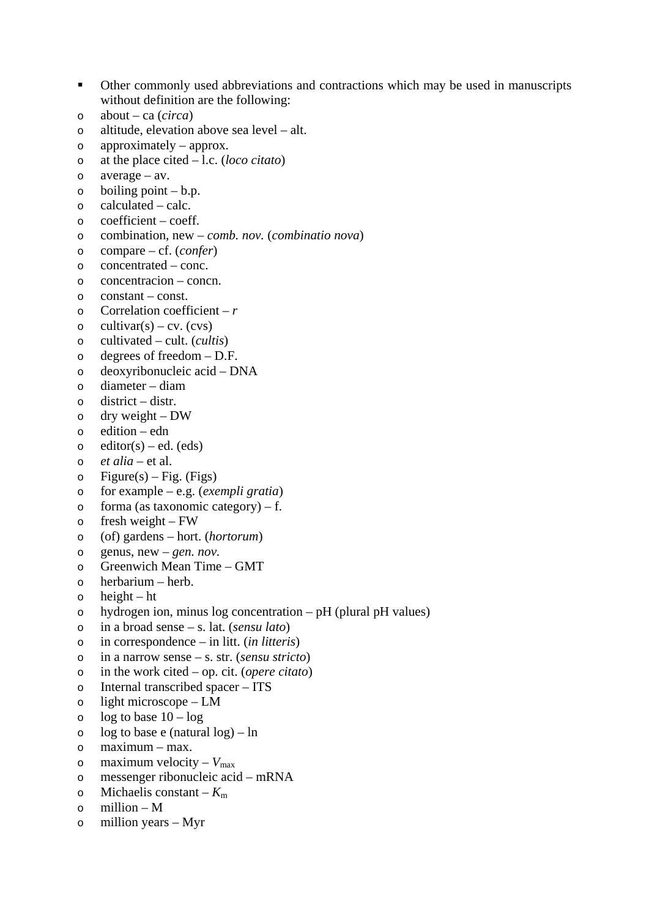- Other commonly used abbreviations and contractions which may be used in manuscripts without definition are the following:
  - about – ca (*circa*)
  - altitude, elevation above sea level – alt.
  - approximately – approx.
  - at the place cited – l.c. (*loco citato*)
  - average – av.
  - boiling point – b.p.
  - calculated – calc.
  - coefficient – coeff.
  - combination, new – *comb. nov.* (*combinatio nova*)
  - compare – cf. (*confer*)
  - concentrated – conc.
  - concentracion – concn.
  - constant – const.
  - Correlation coefficient – *r*
  - cultivar(s) – cv. (cvs)
  - cultivated – cult. (*cultis*)
  - degrees of freedom – D.F.
  - deoxyribonucleic acid – DNA
  - diameter – diam
  - district – distr.
  - dry weight – DW
  - edition – edn
  - editor(s) – ed. (eds)
  - *et alia* – et al.
  - Figure(s) – Fig. (Figs)
  - for example – e.g. (*exempli gratia*)
  - forma (as taxonomic category) – f.
  - fresh weight – FW
  - (of) gardens – hort. (*hortorum*)
  - genus, new – *gen. nov.*
  - Greenwich Mean Time – GMT
  - herbarium – herb.
  - height – ht
  - hydrogen ion, minus log concentration – pH (plural pH values)
  - in a broad sense – s. lat. (*sensu lato*)
  - in correspondence – in litt. (*in litteris*)
  - in a narrow sense – s. str. (*sensu stricto*)
  - in the work cited – op. cit. (*opere citato*)
  - Internal transcribed spacer – ITS
  - light microscope – LM
  - log to base 10 – log
  - log to base e (natural log) – ln
  - maximum – max.
  - maximum velocity – $V_{max}$
  - messenger ribonucleic acid – mRNA
  - Michaelis constant – $K_m$
  - million – M
  - million years – Myr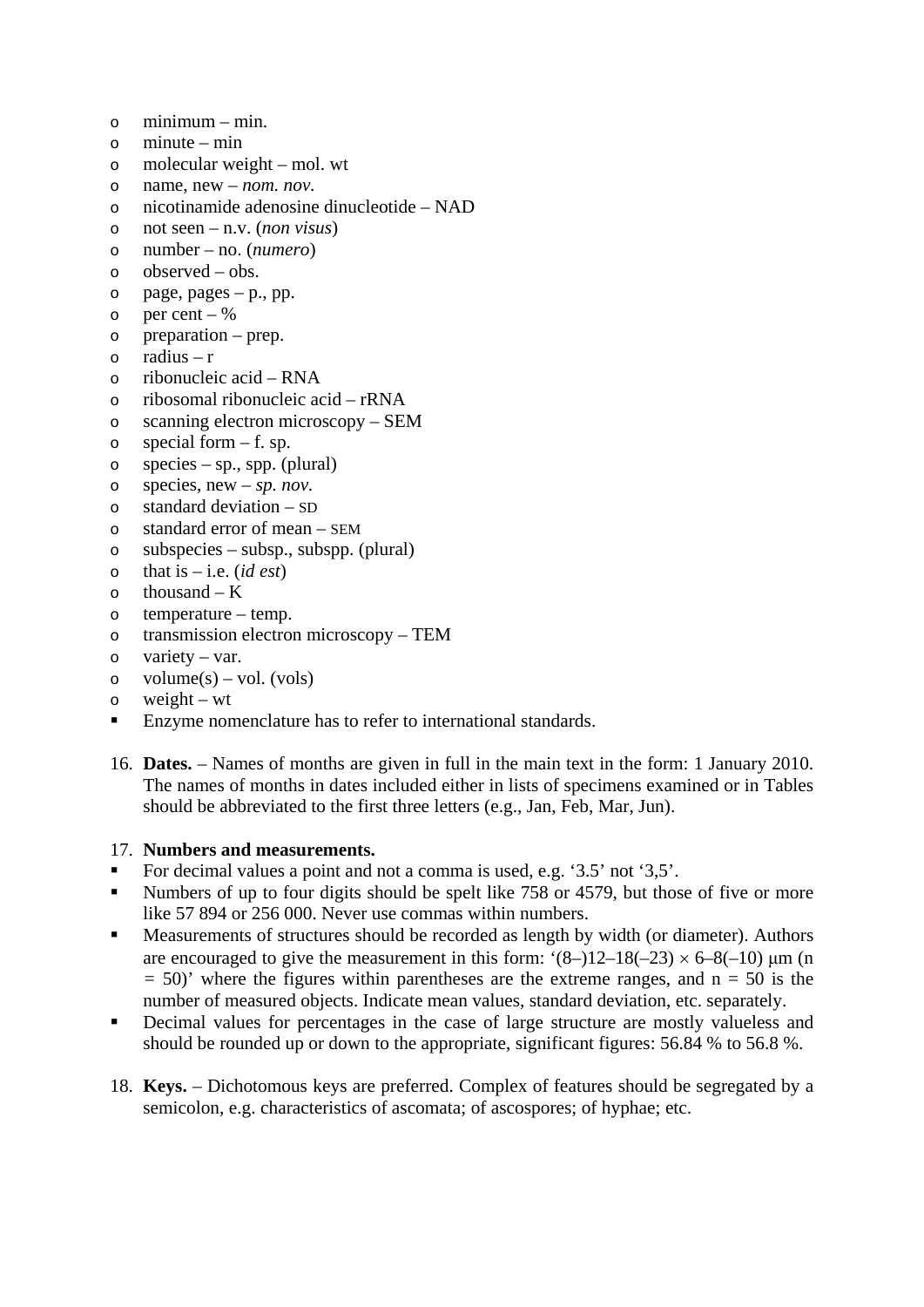- minimum – min.
- minute – min
- molecular weight – mol. wt
- name, new – *nom. nov.*
- nicotinamide adenosine dinucleotide – NAD
- not seen – n.v. (*non visus*)
- number – no. (*numero*)
- observed – obs.
- page, pages – p., pp.
- per cent – %
- preparation – prep.
- radius – r
- ribonucleic acid – RNA
- ribosomal ribonucleic acid – rRNA
- scanning electron microscopy – SEM
- special form – f. sp.
- species – sp., spp. (plural)
- species, new – *sp. nov.*
- standard deviation – SD
- standard error of mean – SEM
- subspecies – subsp., subspp. (plural)
- that is – i.e. (*id est*)
- thousand – K
- temperature – temp.
- transmission electron microscopy – TEM
- variety – var.
- volume(s) – vol. (vols)
- weight – wt

- Enzyme nomenclature has to refer to international standards.

16. **Dates.** – Names of months are given in full in the main text in the form: 1 January 2010. The names of months in dates included either in lists of specimens examined or in Tables should be abbreviated to the first three letters (e.g., Jan, Feb, Mar, Jun).

17. **Numbers and measurements.**

- For decimal values a point and not a comma is used, e.g. '3.5' not '3,5'.
- Numbers of up to four digits should be spelt like 758 or 4579, but those of five or more like 57 894 or 256 000. Never use commas within numbers.
- Measurements of structures should be recorded as length by width (or diameter). Authors are encouraged to give the measurement in this form: '(8–)12–18(–23) × 6–8(–10) μm (n = 50)' where the figures within parentheses are the extreme ranges, and n = 50 is the number of measured objects. Indicate mean values, standard deviation, etc. separately.
- Decimal values for percentages in the case of large structure are mostly valueless and should be rounded up or down to the appropriate, significant figures: 56.84 % to 56.8 %.

18. **Keys.** – Dichotomous keys are preferred. Complex of features should be segregated by a semicolon, e.g. characteristics of ascomata; of ascospores; of hyphae; etc.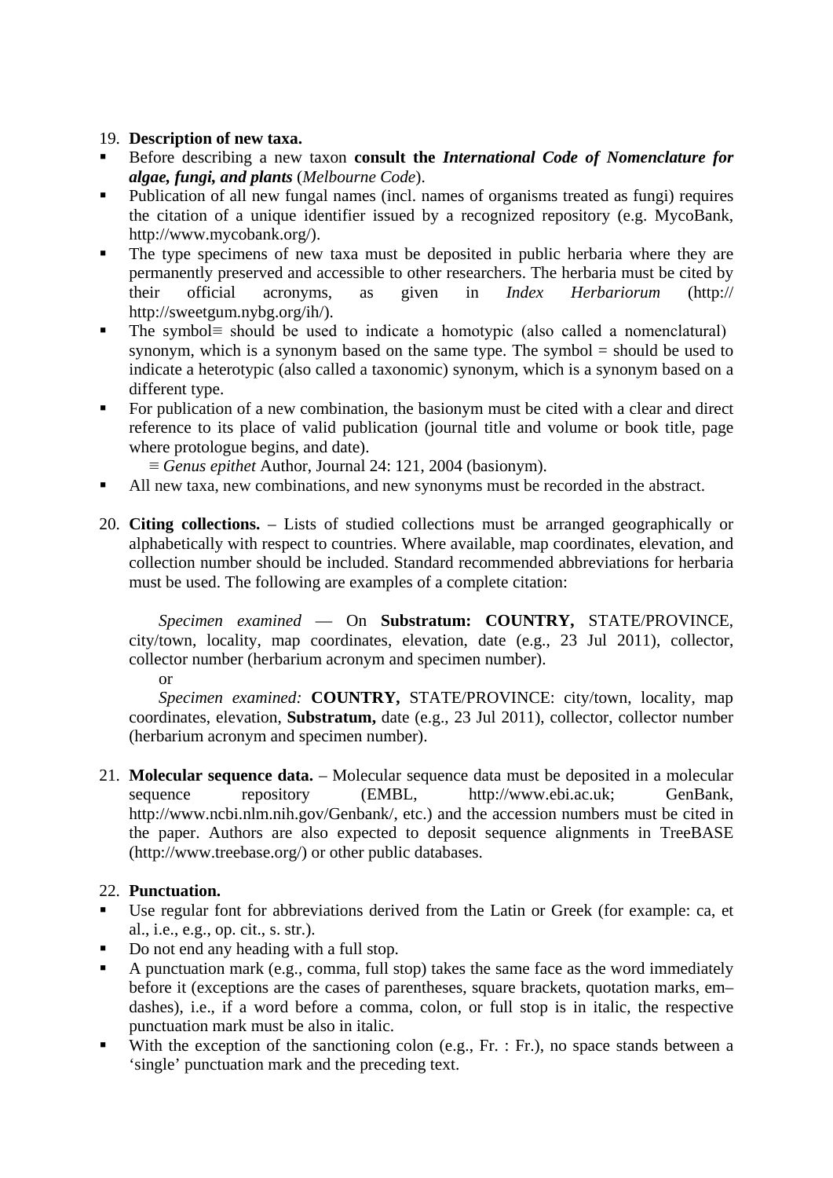19. **Description of new taxa.**

- Before describing a new taxon **consult the *International Code of Nomenclature for algae, fungi, and plants*** (*Melbourne Code*).
- Publication of all new fungal names (incl. names of organisms treated as fungi) requires the citation of a unique identifier issued by a recognized repository (e.g. MycoBank, http://www.mycobank.org/).
- The type specimens of new taxa must be deposited in public herbaria where they are permanently preserved and accessible to other researchers. The herbaria must be cited by their official acronyms, as given in *Index Herbariorum* (http:// http://sweetgum.nybg.org/ih/).
- The symbol≡ should be used to indicate a homotypic (also called a nomenclatural) synonym, which is a synonym based on the same type. The symbol = should be used to indicate a heterotypic (also called a taxonomic) synonym, which is a synonym based on a different type.
- For publication of a new combination, the basionym must be cited with a clear and direct reference to its place of valid publication (journal title and volume or book title, page where protologue begins, and date).

  ≡ *Genus epithet* Author, Journal 24: 121, 2004 (basionym).
- All new taxa, new combinations, and new synonyms must be recorded in the abstract.

20. **Citing collections.** – Lists of studied collections must be arranged geographically or alphabetically with respect to countries. Where available, map coordinates, elevation, and collection number should be included. Standard recommended abbreviations for herbaria must be used. The following are examples of a complete citation:

    *Specimen examined* — On **Substratum: COUNTRY,** STATE/PROVINCE, city/town, locality, map coordinates, elevation, date (e.g., 23 Jul 2011), collector, collector number (herbarium acronym and specimen number).

    or

    *Specimen examined:* **COUNTRY,** STATE/PROVINCE: city/town, locality, map coordinates, elevation, **Substratum,** date (e.g., 23 Jul 2011), collector, collector number (herbarium acronym and specimen number).

21. **Molecular sequence data.** – Molecular sequence data must be deposited in a molecular sequence repository (EMBL, http://www.ebi.ac.uk; GenBank, http://www.ncbi.nlm.nih.gov/Genbank/, etc.) and the accession numbers must be cited in the paper. Authors are also expected to deposit sequence alignments in TreeBASE (http://www.treebase.org/) or other public databases.

22. **Punctuation.**

- Use regular font for abbreviations derived from the Latin or Greek (for example: ca, et al., i.e., e.g., op. cit., s. str.).
- Do not end any heading with a full stop.
- A punctuation mark (e.g., comma, full stop) takes the same face as the word immediately before it (exceptions are the cases of parentheses, square brackets, quotation marks, em–dashes), i.e., if a word before a comma, colon, or full stop is in italic, the respective punctuation mark must be also in italic.
- With the exception of the sanctioning colon (e.g., Fr. : Fr.), no space stands between a 'single' punctuation mark and the preceding text.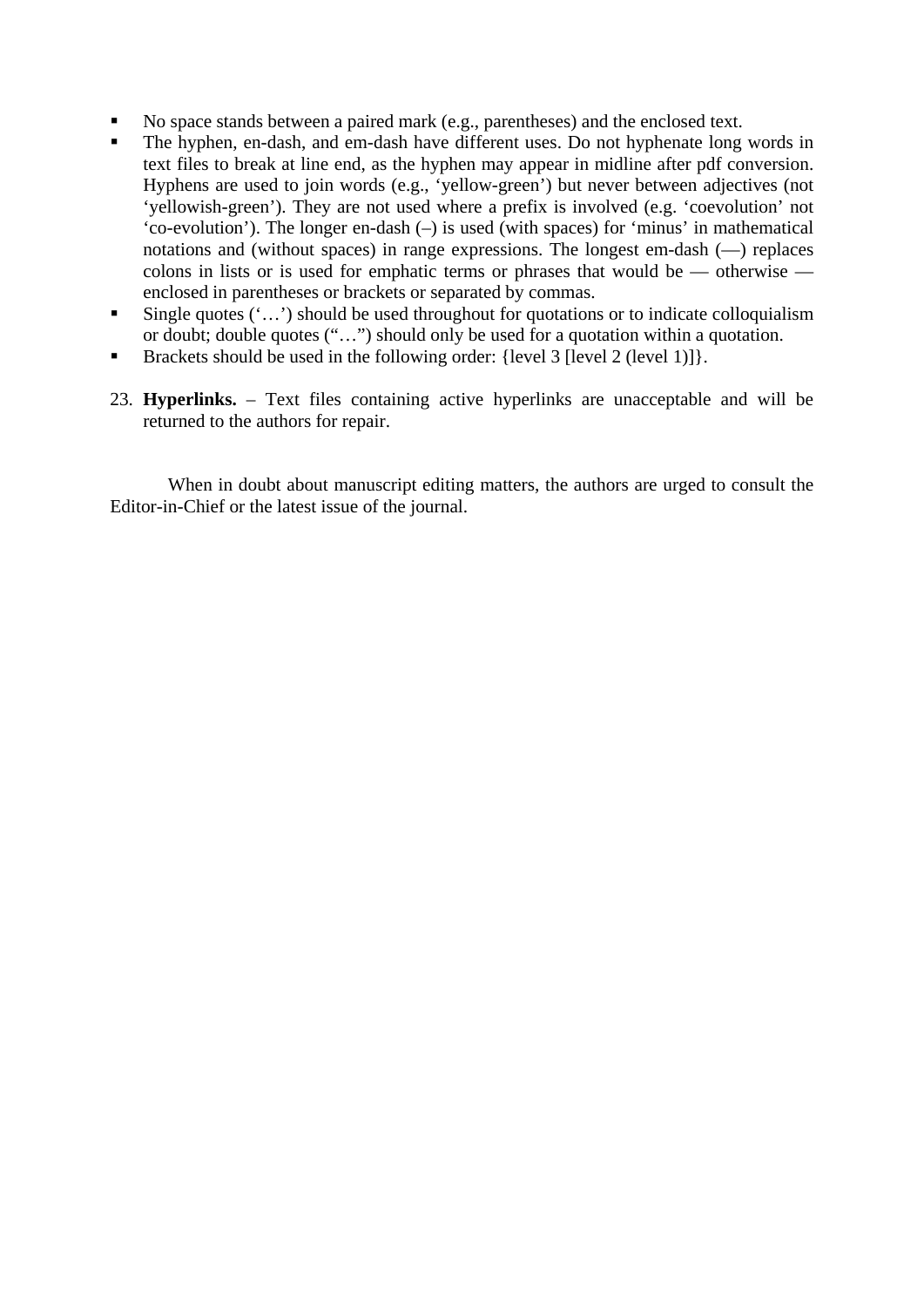- No space stands between a paired mark (e.g., parentheses) and the enclosed text.
- The hyphen, en-dash, and em-dash have different uses. Do not hyphenate long words in text files to break at line end, as the hyphen may appear in midline after pdf conversion. Hyphens are used to join words (e.g., ‘yellow-green’) but never between adjectives (not ‘yellowish-green’). They are not used where a prefix is involved (e.g. ‘coevolution’ not ‘co-evolution’). The longer en-dash (–) is used (with spaces) for ‘minus’ in mathematical notations and (without spaces) in range expressions. The longest em-dash (—) replaces colons in lists or is used for emphatic terms or phrases that would be — otherwise — enclosed in parentheses or brackets or separated by commas.
- Single quotes (‘…’) should be used throughout for quotations or to indicate colloquialism or doubt; double quotes (“…”) should only be used for a quotation within a quotation.
- Brackets should be used in the following order: {level 3 [level 2 (level 1)]}.

23. **Hyperlinks.** – Text files containing active hyperlinks are unacceptable and will be returned to the authors for repair.

When in doubt about manuscript editing matters, the authors are urged to consult the Editor-in-Chief or the latest issue of the journal.